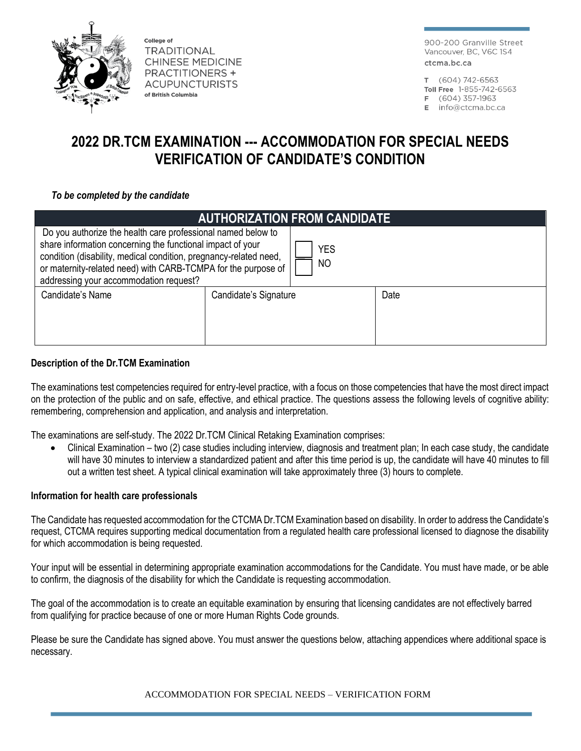College of
TRADITIONAL
CHINESE MEDICINE
PRACTITIONERS +
ACUPUNCTURISTS
of British Columbia

900-200 Granville Street
Vancouver, BC, V6C 1S4
ctcma.bc.ca

T (604) 742-6563
Toll Free 1-855-742-6563
F (604) 357-1963
E info@ctcma.bc.ca

# 2022 DR.TCM EXAMINATION --- ACCOMMODATION FOR SPECIAL NEEDS VERIFICATION OF CANDIDATE'S CONDITION

***To be completed by the candidate***

| AUTHORIZATION FROM CANDIDATE | | |
|---|---|---|
| Do you authorize the health care professional named below to share information concerning the functional impact of your condition (disability, medical condition, pregnancy-related need, or maternity-related need) with CARB-TCMPA for the purpose of addressing your accommodation request? | ☐ YES<br>☐ NO | |
| Candidate's Name | Candidate's Signature | Date |
| | | |

**Description of the Dr.TCM Examination**

The examinations test competencies required for entry-level practice, with a focus on those competencies that have the most direct impact on the protection of the public and on safe, effective, and ethical practice. The questions assess the following levels of cognitive ability: remembering, comprehension and application, and analysis and interpretation.

The examinations are self-study. The 2022 Dr.TCM Clinical Retaking Examination comprises:

- Clinical Examination – two (2) case studies including interview, diagnosis and treatment plan; In each case study, the candidate will have 30 minutes to interview a standardized patient and after this time period is up, the candidate will have 40 minutes to fill out a written test sheet. A typical clinical examination will take approximately three (3) hours to complete.

**Information for health care professionals**

The Candidate has requested accommodation for the CTCMA Dr.TCM Examination based on disability. In order to address the Candidate's request, CTCMA requires supporting medical documentation from a regulated health care professional licensed to diagnose the disability for which accommodation is being requested.

Your input will be essential in determining appropriate examination accommodations for the Candidate. You must have made, or be able to confirm, the diagnosis of the disability for which the Candidate is requesting accommodation.

The goal of the accommodation is to create an equitable examination by ensuring that licensing candidates are not effectively barred from qualifying for practice because of one or more Human Rights Code grounds.

Please be sure the Candidate has signed above. You must answer the questions below, attaching appendices where additional space is necessary.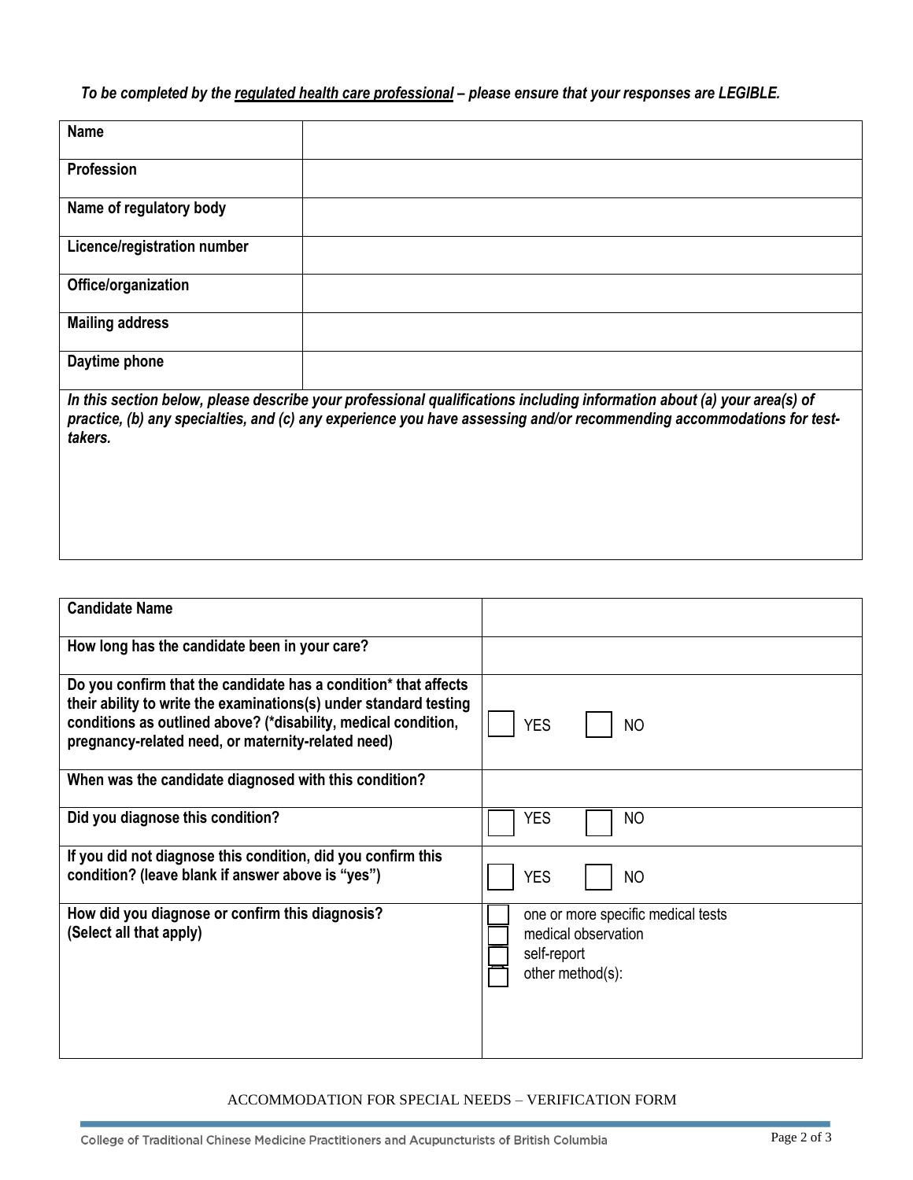***To be completed by the regulated health care professional – please ensure that your responses are LEGIBLE.***

| **Name** | |
|---|---|
| **Profession** | |
| **Name of regulatory body** | |
| **Licence/registration number** | |
| **Office/organization** | |
| **Mailing address** | |
| **Daytime phone** | |

***In this section below, please describe your professional qualifications including information about (a) your area(s) of practice, (b) any specialties, and (c) any experience you have assessing and/or recommending accommodations for test-takers.***

| **Candidate Name** | |
|---|---|
| **How long has the candidate been in your care?** | |
| **Do you confirm that the candidate has a condition\* that affects their ability to write the examinations(s) under standard testing conditions as outlined above? (\*disability, medical condition, pregnancy-related need, or maternity-related need)** | ☐ YES ☐ NO |
| **When was the candidate diagnosed with this condition?** | |
| **Did you diagnose this condition?** | ☐ YES ☐ NO |
| **If you did not diagnose this condition, did you confirm this condition? (leave blank if answer above is "yes")** | ☐ YES ☐ NO |
| **How did you diagnose or confirm this diagnosis? (Select all that apply)** | ☐ one or more specific medical tests<br>☐ medical observation<br>☐ self-report<br>☐ other method(s): |

ACCOMMODATION FOR SPECIAL NEEDS – VERIFICATION FORM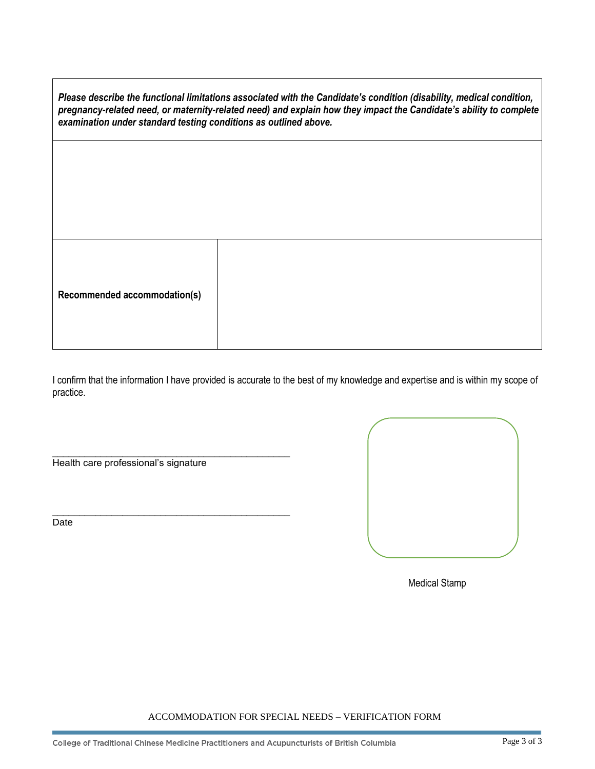| |
|---|
| ***Please describe the functional limitations associated with the Candidate's condition (disability, medical condition, pregnancy-related need, or maternity-related need) and explain how they impact the Candidate's ability to complete examination under standard testing conditions as outlined above.*** |
| |

| | |
|---|---|
| **Recommended accommodation(s)** | |

I confirm that the information I have provided is accurate to the best of my knowledge and expertise and is within my scope of practice.

\_\_\_\_\_\_\_\_\_\_\_\_\_\_\_\_\_\_\_\_\_\_\_\_\_\_\_\_\_\_\_\_\_\_\_\_\_\_\_\_\_\_\_
Health care professional's signature

\_\_\_\_\_\_\_\_\_\_\_\_\_\_\_\_\_\_\_\_\_\_\_\_\_\_\_\_\_\_\_\_\_\_\_\_\_\_\_\_\_\_\_
Date

Medical Stamp